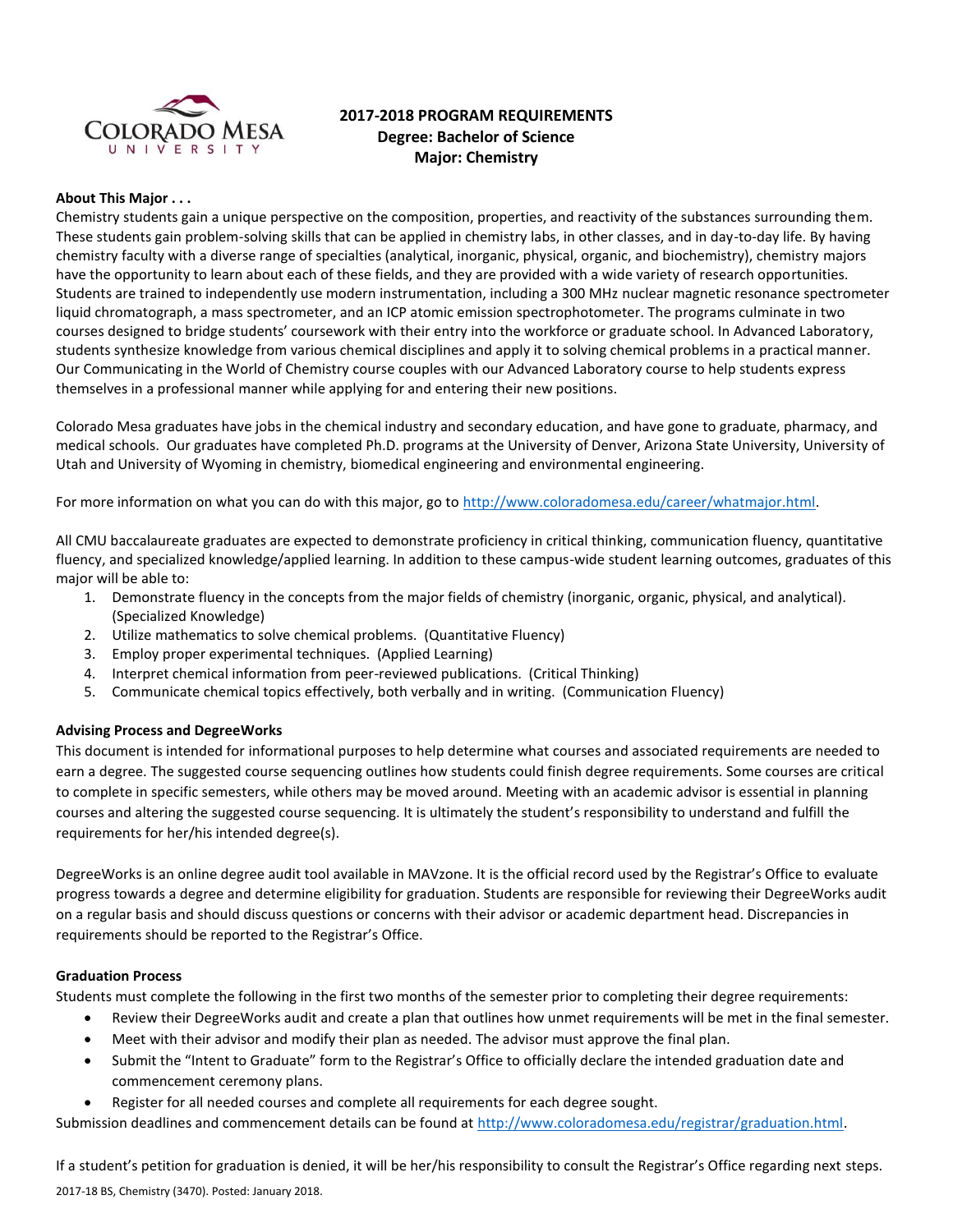# 2017-2018 PROGRAM REQUIREMENTS
## Degree: Bachelor of Science
## Major: Chemistry

**About This Major . . .**

Chemistry students gain a unique perspective on the composition, properties, and reactivity of the substances surrounding them. These students gain problem-solving skills that can be applied in chemistry labs, in other classes, and in day-to-day life. By having chemistry faculty with a diverse range of specialties (analytical, inorganic, physical, organic, and biochemistry), chemistry majors have the opportunity to learn about each of these fields, and they are provided with a wide variety of research opportunities. Students are trained to independently use modern instrumentation, including a 300 MHz nuclear magnetic resonance spectrometer liquid chromatograph, a mass spectrometer, and an ICP atomic emission spectrophotometer. The programs culminate in two courses designed to bridge students' coursework with their entry into the workforce or graduate school. In Advanced Laboratory, students synthesize knowledge from various chemical disciplines and apply it to solving chemical problems in a practical manner. Our Communicating in the World of Chemistry course couples with our Advanced Laboratory course to help students express themselves in a professional manner while applying for and entering their new positions.

Colorado Mesa graduates have jobs in the chemical industry and secondary education, and have gone to graduate, pharmacy, and medical schools. Our graduates have completed Ph.D. programs at the University of Denver, Arizona State University, University of Utah and University of Wyoming in chemistry, biomedical engineering and environmental engineering.

For more information on what you can do with this major, go to http://www.coloradomesa.edu/career/whatmajor.html.

All CMU baccalaureate graduates are expected to demonstrate proficiency in critical thinking, communication fluency, quantitative fluency, and specialized knowledge/applied learning. In addition to these campus-wide student learning outcomes, graduates of this major will be able to:

1. Demonstrate fluency in the concepts from the major fields of chemistry (inorganic, organic, physical, and analytical). (Specialized Knowledge)
2. Utilize mathematics to solve chemical problems. (Quantitative Fluency)
3. Employ proper experimental techniques. (Applied Learning)
4. Interpret chemical information from peer-reviewed publications. (Critical Thinking)
5. Communicate chemical topics effectively, both verbally and in writing. (Communication Fluency)

**Advising Process and DegreeWorks**

This document is intended for informational purposes to help determine what courses and associated requirements are needed to earn a degree. The suggested course sequencing outlines how students could finish degree requirements. Some courses are critical to complete in specific semesters, while others may be moved around. Meeting with an academic advisor is essential in planning courses and altering the suggested course sequencing. It is ultimately the student's responsibility to understand and fulfill the requirements for her/his intended degree(s).

DegreeWorks is an online degree audit tool available in MAVzone. It is the official record used by the Registrar's Office to evaluate progress towards a degree and determine eligibility for graduation. Students are responsible for reviewing their DegreeWorks audit on a regular basis and should discuss questions or concerns with their advisor or academic department head. Discrepancies in requirements should be reported to the Registrar's Office.

**Graduation Process**

Students must complete the following in the first two months of the semester prior to completing their degree requirements:

- Review their DegreeWorks audit and create a plan that outlines how unmet requirements will be met in the final semester.
- Meet with their advisor and modify their plan as needed. The advisor must approve the final plan.
- Submit the "Intent to Graduate" form to the Registrar's Office to officially declare the intended graduation date and commencement ceremony plans.
- Register for all needed courses and complete all requirements for each degree sought.

Submission deadlines and commencement details can be found at http://www.coloradomesa.edu/registrar/graduation.html.

If a student's petition for graduation is denied, it will be her/his responsibility to consult the Registrar's Office regarding next steps.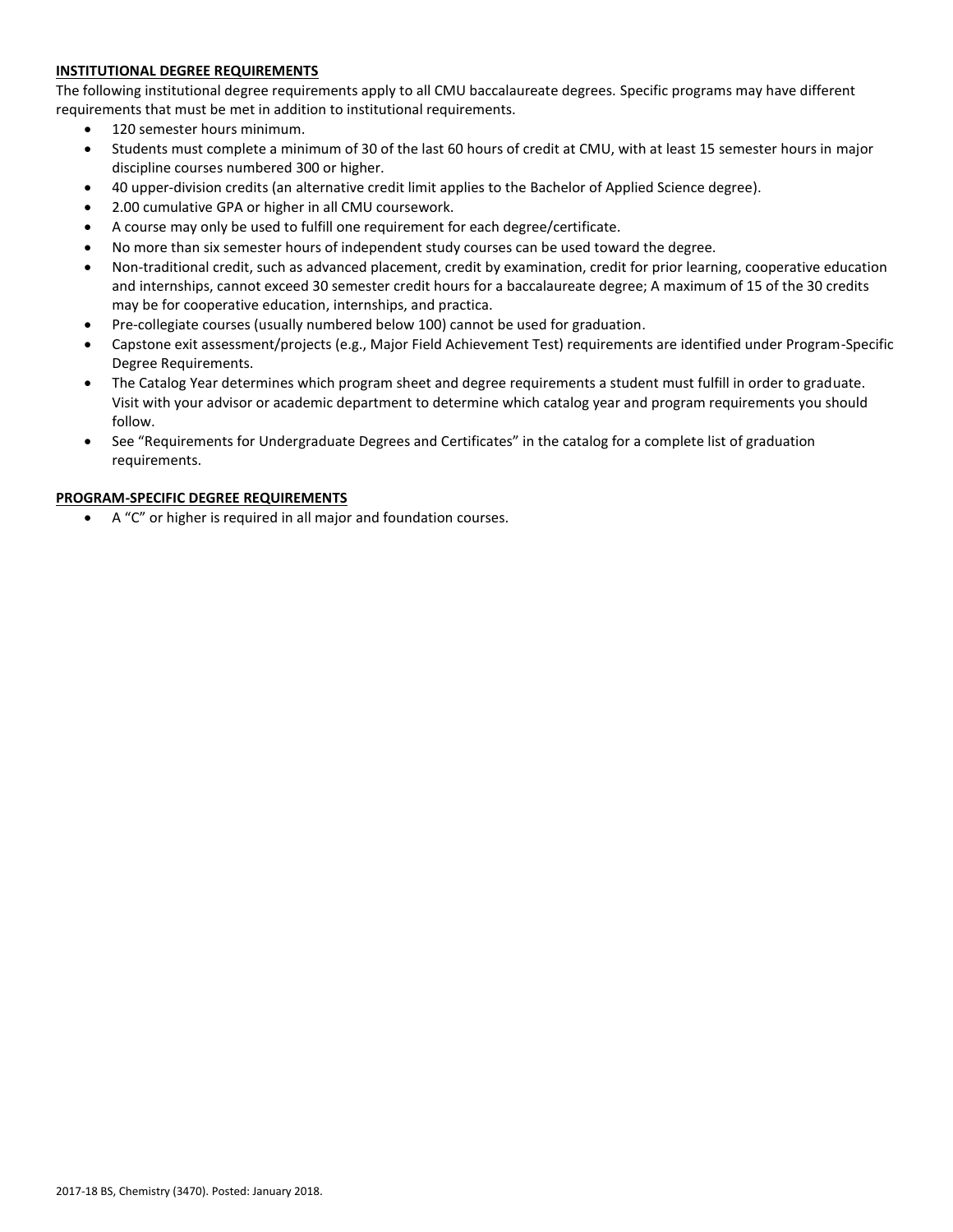## INSTITUTIONAL DEGREE REQUIREMENTS

The following institutional degree requirements apply to all CMU baccalaureate degrees. Specific programs may have different requirements that must be met in addition to institutional requirements.

- 120 semester hours minimum.
- Students must complete a minimum of 30 of the last 60 hours of credit at CMU, with at least 15 semester hours in major discipline courses numbered 300 or higher.
- 40 upper-division credits (an alternative credit limit applies to the Bachelor of Applied Science degree).
- 2.00 cumulative GPA or higher in all CMU coursework.
- A course may only be used to fulfill one requirement for each degree/certificate.
- No more than six semester hours of independent study courses can be used toward the degree.
- Non-traditional credit, such as advanced placement, credit by examination, credit for prior learning, cooperative education and internships, cannot exceed 30 semester credit hours for a baccalaureate degree; A maximum of 15 of the 30 credits may be for cooperative education, internships, and practica.
- Pre-collegiate courses (usually numbered below 100) cannot be used for graduation.
- Capstone exit assessment/projects (e.g., Major Field Achievement Test) requirements are identified under Program-Specific Degree Requirements.
- The Catalog Year determines which program sheet and degree requirements a student must fulfill in order to graduate. Visit with your advisor or academic department to determine which catalog year and program requirements you should follow.
- See "Requirements for Undergraduate Degrees and Certificates" in the catalog for a complete list of graduation requirements.

## PROGRAM-SPECIFIC DEGREE REQUIREMENTS

- A "C" or higher is required in all major and foundation courses.

2017-18 BS, Chemistry (3470). Posted: January 2018.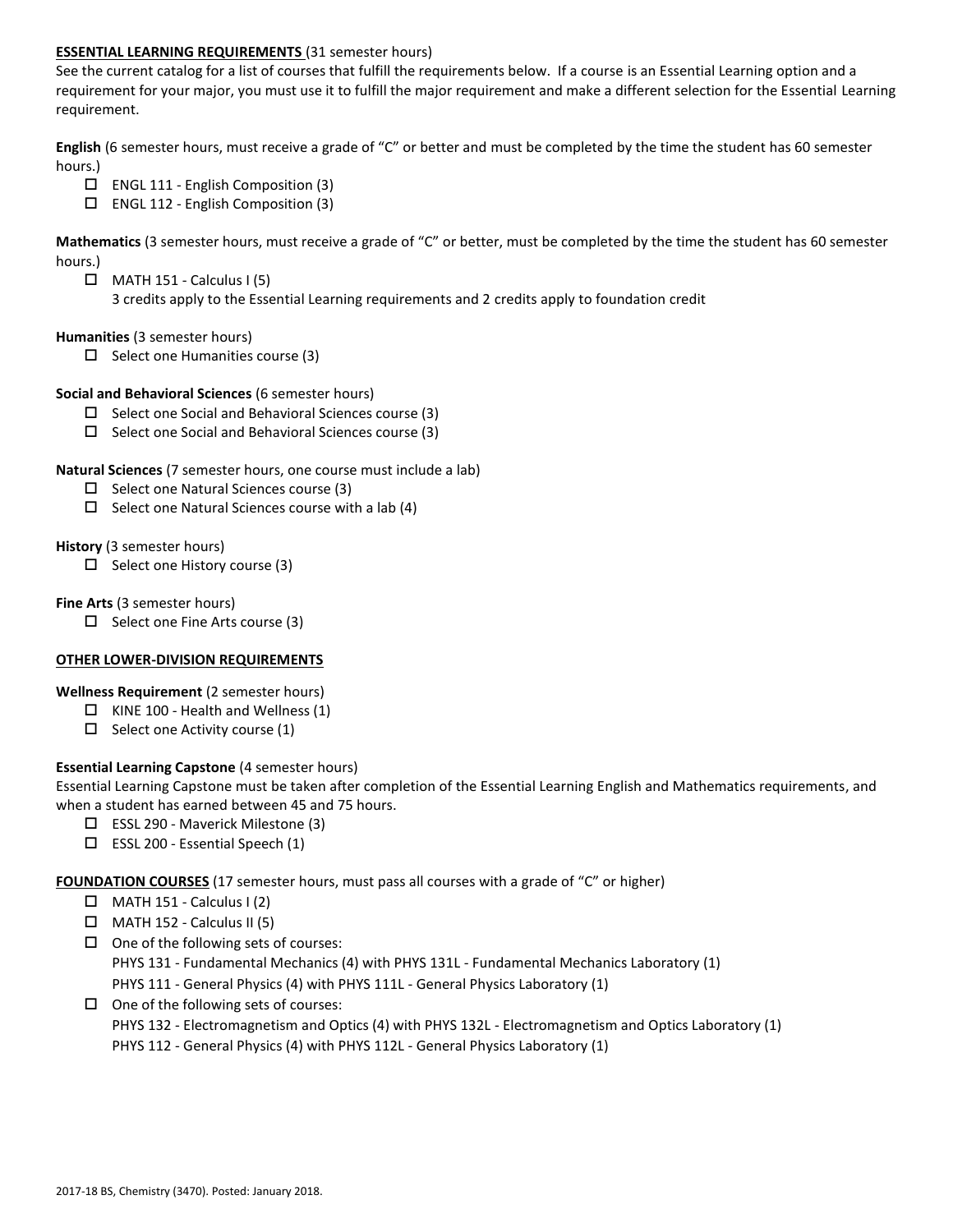**ESSENTIAL LEARNING REQUIREMENTS** (31 semester hours)

See the current catalog for a list of courses that fulfill the requirements below. If a course is an Essential Learning option and a requirement for your major, you must use it to fulfill the major requirement and make a different selection for the Essential Learning requirement.

**English** (6 semester hours, must receive a grade of "C" or better and must be completed by the time the student has 60 semester hours.)

- ☐ ENGL 111 - English Composition (3)
- ☐ ENGL 112 - English Composition (3)

**Mathematics** (3 semester hours, must receive a grade of "C" or better, must be completed by the time the student has 60 semester hours.)

- ☐ MATH 151 - Calculus I (5)
  3 credits apply to the Essential Learning requirements and 2 credits apply to foundation credit

**Humanities** (3 semester hours)

- ☐ Select one Humanities course (3)

**Social and Behavioral Sciences** (6 semester hours)

- ☐ Select one Social and Behavioral Sciences course (3)
- ☐ Select one Social and Behavioral Sciences course (3)

**Natural Sciences** (7 semester hours, one course must include a lab)

- ☐ Select one Natural Sciences course (3)
- ☐ Select one Natural Sciences course with a lab (4)

**History** (3 semester hours)

- ☐ Select one History course (3)

**Fine Arts** (3 semester hours)

- ☐ Select one Fine Arts course (3)

**OTHER LOWER-DIVISION REQUIREMENTS**

**Wellness Requirement** (2 semester hours)

- ☐ KINE 100 - Health and Wellness (1)
- ☐ Select one Activity course (1)

**Essential Learning Capstone** (4 semester hours)

Essential Learning Capstone must be taken after completion of the Essential Learning English and Mathematics requirements, and when a student has earned between 45 and 75 hours.

- ☐ ESSL 290 - Maverick Milestone (3)
- ☐ ESSL 200 - Essential Speech (1)

**FOUNDATION COURSES** (17 semester hours, must pass all courses with a grade of "C" or higher)

- ☐ MATH 151 - Calculus I (2)
- ☐ MATH 152 - Calculus II (5)
- ☐ One of the following sets of courses:
  PHYS 131 - Fundamental Mechanics (4) with PHYS 131L - Fundamental Mechanics Laboratory (1)
  PHYS 111 - General Physics (4) with PHYS 111L - General Physics Laboratory (1)
- ☐ One of the following sets of courses:
  PHYS 132 - Electromagnetism and Optics (4) with PHYS 132L - Electromagnetism and Optics Laboratory (1)
  PHYS 112 - General Physics (4) with PHYS 112L - General Physics Laboratory (1)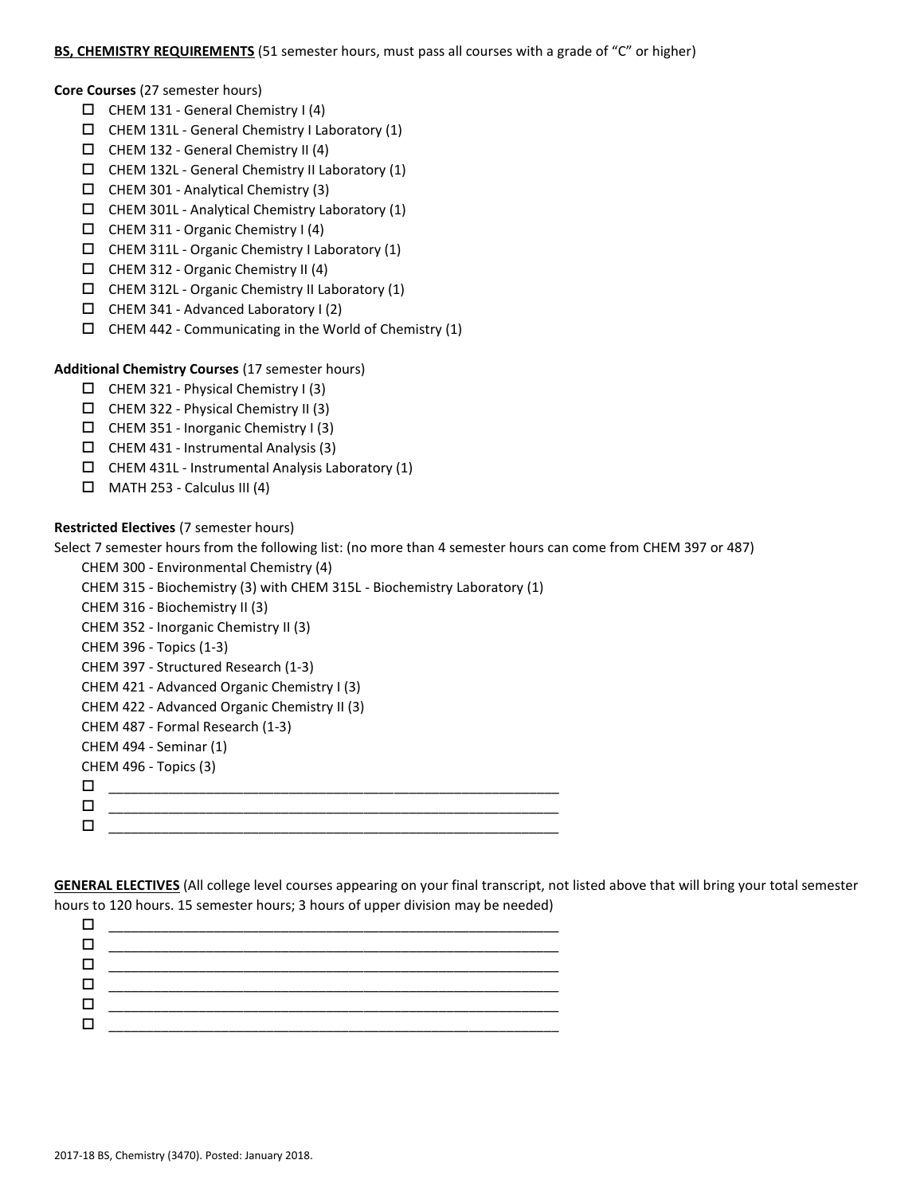**BS, CHEMISTRY REQUIREMENTS** (51 semester hours, must pass all courses with a grade of "C" or higher)

**Core Courses** (27 semester hours)

- ☐ CHEM 131 - General Chemistry I (4)
- ☐ CHEM 131L - General Chemistry I Laboratory (1)
- ☐ CHEM 132 - General Chemistry II (4)
- ☐ CHEM 132L - General Chemistry II Laboratory (1)
- ☐ CHEM 301 - Analytical Chemistry (3)
- ☐ CHEM 301L - Analytical Chemistry Laboratory (1)
- ☐ CHEM 311 - Organic Chemistry I (4)
- ☐ CHEM 311L - Organic Chemistry I Laboratory (1)
- ☐ CHEM 312 - Organic Chemistry II (4)
- ☐ CHEM 312L - Organic Chemistry II Laboratory (1)
- ☐ CHEM 341 - Advanced Laboratory I (2)
- ☐ CHEM 442 - Communicating in the World of Chemistry (1)

**Additional Chemistry Courses** (17 semester hours)

- ☐ CHEM 321 - Physical Chemistry I (3)
- ☐ CHEM 322 - Physical Chemistry II (3)
- ☐ CHEM 351 - Inorganic Chemistry I (3)
- ☐ CHEM 431 - Instrumental Analysis (3)
- ☐ CHEM 431L - Instrumental Analysis Laboratory (1)
- ☐ MATH 253 - Calculus III (4)

**Restricted Electives** (7 semester hours)

Select 7 semester hours from the following list: (no more than 4 semester hours can come from CHEM 397 or 487)

CHEM 300 - Environmental Chemistry (4)
CHEM 315 - Biochemistry (3) with CHEM 315L - Biochemistry Laboratory (1)
CHEM 316 - Biochemistry II (3)
CHEM 352 - Inorganic Chemistry II (3)
CHEM 396 - Topics (1-3)
CHEM 397 - Structured Research (1-3)
CHEM 421 - Advanced Organic Chemistry I (3)
CHEM 422 - Advanced Organic Chemistry II (3)
CHEM 487 - Formal Research (1-3)
CHEM 494 - Seminar (1)
CHEM 496 - Topics (3)

- ☐ ____________________________________________
- ☐ ____________________________________________
- ☐ ____________________________________________

**GENERAL ELECTIVES** (All college level courses appearing on your final transcript, not listed above that will bring your total semester hours to 120 hours. 15 semester hours; 3 hours of upper division may be needed)

- ☐ ____________________________________________
- ☐ ____________________________________________
- ☐ ____________________________________________
- ☐ ____________________________________________
- ☐ ____________________________________________
- ☐ ____________________________________________

2017-18 BS, Chemistry (3470). Posted: January 2018.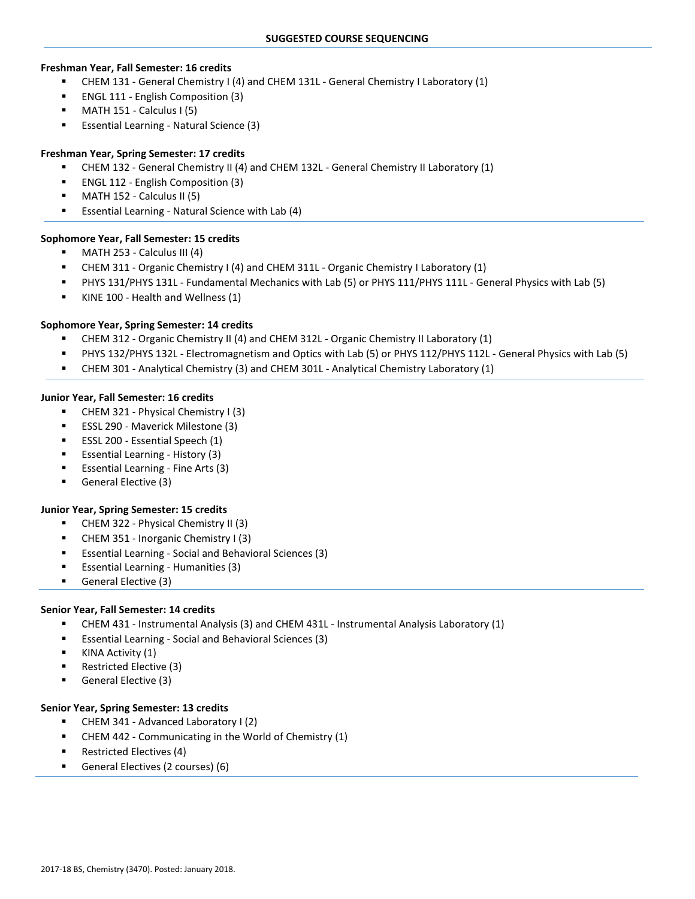## SUGGESTED COURSE SEQUENCING

**Freshman Year, Fall Semester: 16 credits**

- CHEM 131 - General Chemistry I (4) and CHEM 131L - General Chemistry I Laboratory (1)
- ENGL 111 - English Composition (3)
- MATH 151 - Calculus I (5)
- Essential Learning - Natural Science (3)

**Freshman Year, Spring Semester: 17 credits**

- CHEM 132 - General Chemistry II (4) and CHEM 132L - General Chemistry II Laboratory (1)
- ENGL 112 - English Composition (3)
- MATH 152 - Calculus II (5)
- Essential Learning - Natural Science with Lab (4)

**Sophomore Year, Fall Semester: 15 credits**

- MATH 253 - Calculus III (4)
- CHEM 311 - Organic Chemistry I (4) and CHEM 311L - Organic Chemistry I Laboratory (1)
- PHYS 131/PHYS 131L - Fundamental Mechanics with Lab (5) or PHYS 111/PHYS 111L - General Physics with Lab (5)
- KINE 100 - Health and Wellness (1)

**Sophomore Year, Spring Semester: 14 credits**

- CHEM 312 - Organic Chemistry II (4) and CHEM 312L - Organic Chemistry II Laboratory (1)
- PHYS 132/PHYS 132L - Electromagnetism and Optics with Lab (5) or PHYS 112/PHYS 112L - General Physics with Lab (5)
- CHEM 301 - Analytical Chemistry (3) and CHEM 301L - Analytical Chemistry Laboratory (1)

**Junior Year, Fall Semester: 16 credits**

- CHEM 321 - Physical Chemistry I (3)
- ESSL 290 - Maverick Milestone (3)
- ESSL 200 - Essential Speech (1)
- Essential Learning - History (3)
- Essential Learning - Fine Arts (3)
- General Elective (3)

**Junior Year, Spring Semester: 15 credits**

- CHEM 322 - Physical Chemistry II (3)
- CHEM 351 - Inorganic Chemistry I (3)
- Essential Learning - Social and Behavioral Sciences (3)
- Essential Learning - Humanities (3)
- General Elective (3)

**Senior Year, Fall Semester: 14 credits**

- CHEM 431 - Instrumental Analysis (3) and CHEM 431L - Instrumental Analysis Laboratory (1)
- Essential Learning - Social and Behavioral Sciences (3)
- KINA Activity (1)
- Restricted Elective (3)
- General Elective (3)

**Senior Year, Spring Semester: 13 credits**

- CHEM 341 - Advanced Laboratory I (2)
- CHEM 442 - Communicating in the World of Chemistry (1)
- Restricted Electives (4)
- General Electives (2 courses) (6)

2017-18 BS, Chemistry (3470). Posted: January 2018.